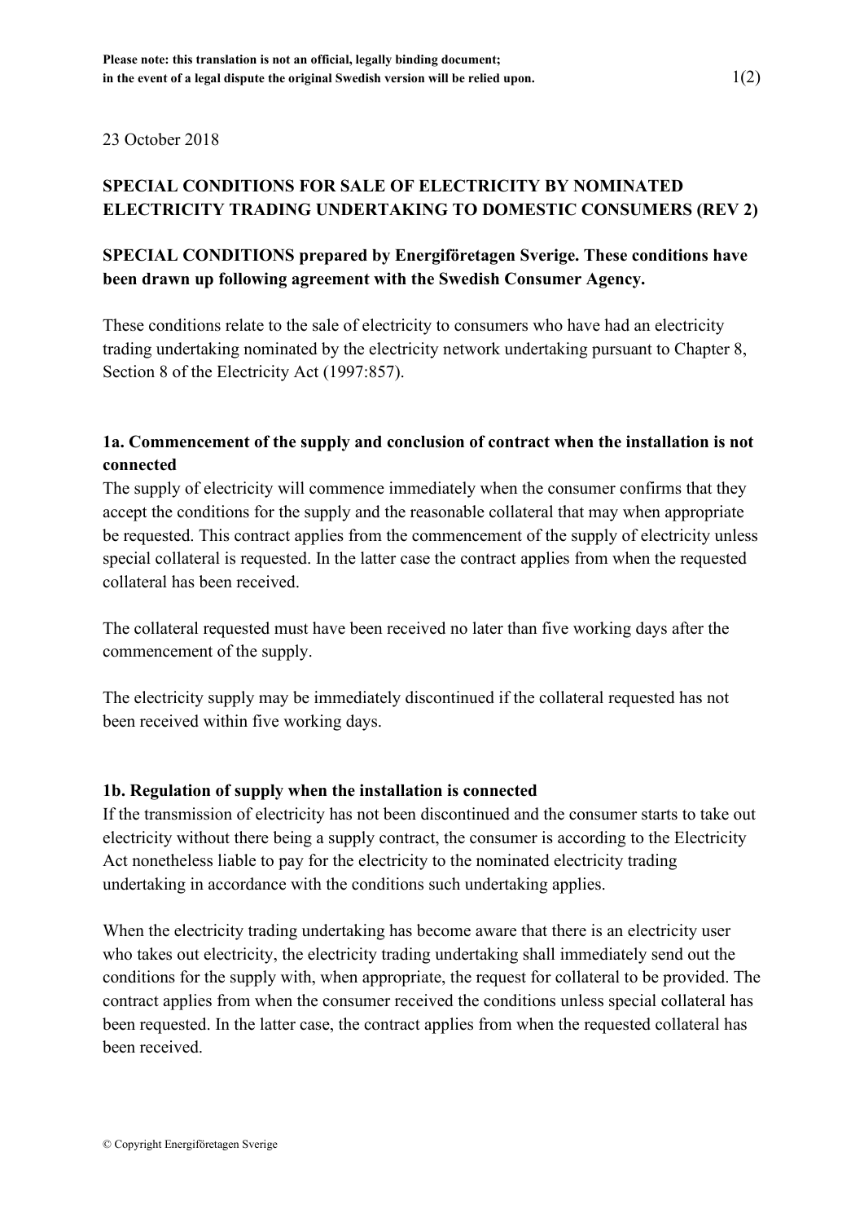**Please note: this translation is not an official, legally binding document; in the event of a legal dispute the original Swedish version will be relied upon.**

23 October 2018

**SPECIAL CONDITIONS FOR SALE OF ELECTRICITY BY NOMINATED ELECTRICITY TRADING UNDERTAKING TO DOMESTIC CONSUMERS (REV 2)**

**SPECIAL CONDITIONS prepared by Energiföretagen Sverige. These conditions have been drawn up following agreement with the Swedish Consumer Agency.**

These conditions relate to the sale of electricity to consumers who have had an electricity trading undertaking nominated by the electricity network undertaking pursuant to Chapter 8, Section 8 of the Electricity Act (1997:857).

### 1a. Commencement of the supply and conclusion of contract when the installation is not connected

The supply of electricity will commence immediately when the consumer confirms that they accept the conditions for the supply and the reasonable collateral that may when appropriate be requested. This contract applies from the commencement of the supply of electricity unless special collateral is requested. In the latter case the contract applies from when the requested collateral has been received.

The collateral requested must have been received no later than five working days after the commencement of the supply.

The electricity supply may be immediately discontinued if the collateral requested has not been received within five working days.

### 1b. Regulation of supply when the installation is connected

If the transmission of electricity has not been discontinued and the consumer starts to take out electricity without there being a supply contract, the consumer is according to the Electricity Act nonetheless liable to pay for the electricity to the nominated electricity trading undertaking in accordance with the conditions such undertaking applies.

When the electricity trading undertaking has become aware that there is an electricity user who takes out electricity, the electricity trading undertaking shall immediately send out the conditions for the supply with, when appropriate, the request for collateral to be provided. The contract applies from when the consumer received the conditions unless special collateral has been requested. In the latter case, the contract applies from when the requested collateral has been received.

© Copyright Energiföretagen Sverige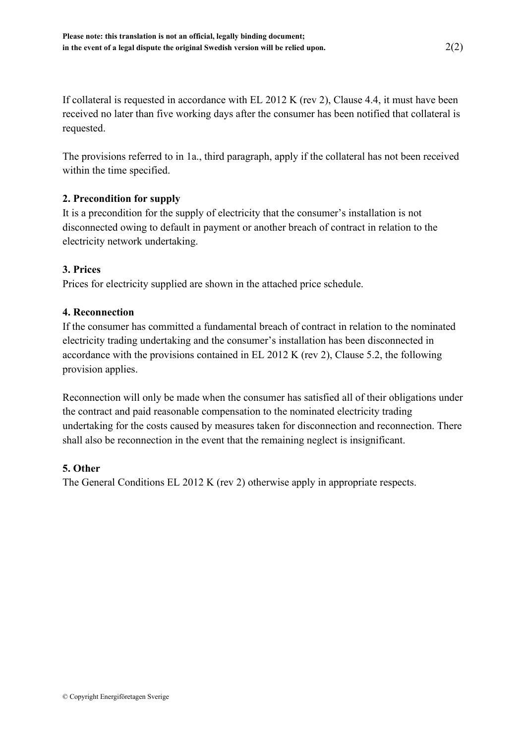If collateral is requested in accordance with EL 2012 K (rev 2), Clause 4.4, it must have been received no later than five working days after the consumer has been notified that collateral is requested.

The provisions referred to in 1a., third paragraph, apply if the collateral has not been received within the time specified.

**2. Precondition for supply**

It is a precondition for the supply of electricity that the consumer's installation is not disconnected owing to default in payment or another breach of contract in relation to the electricity network undertaking.

**3. Prices**

Prices for electricity supplied are shown in the attached price schedule.

**4. Reconnection**

If the consumer has committed a fundamental breach of contract in relation to the nominated electricity trading undertaking and the consumer's installation has been disconnected in accordance with the provisions contained in EL 2012 K (rev 2), Clause 5.2, the following provision applies.

Reconnection will only be made when the consumer has satisfied all of their obligations under the contract and paid reasonable compensation to the nominated electricity trading undertaking for the costs caused by measures taken for disconnection and reconnection. There shall also be reconnection in the event that the remaining neglect is insignificant.

**5. Other**

The General Conditions EL 2012 K (rev 2) otherwise apply in appropriate respects.